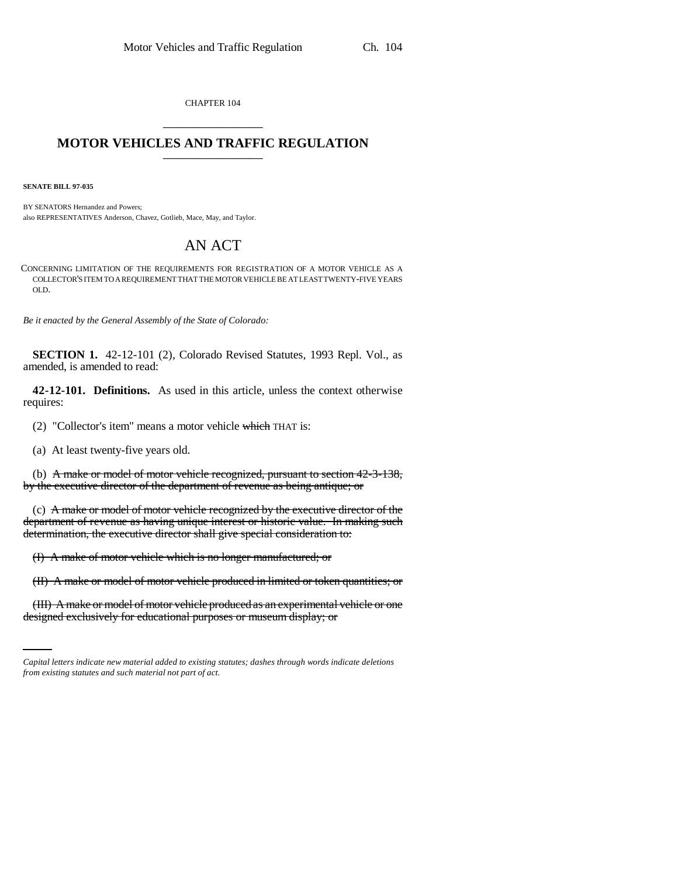CHAPTER 104

# MOTOR VEHICLES AND TRAFFIC REGULATION

**SENATE BILL 97-035**

BY SENATORS Hernandez and Powers;
also REPRESENTATIVES Anderson, Chavez, Gotlieb, Mace, May, and Taylor.

## AN ACT

CONCERNING LIMITATION OF THE REQUIREMENTS FOR REGISTRATION OF A MOTOR VEHICLE AS A COLLECTOR'S ITEM TO A REQUIREMENT THAT THE MOTOR VEHICLE BE AT LEAST TWENTY-FIVE YEARS OLD.

*Be it enacted by the General Assembly of the State of Colorado:*

**SECTION 1.** 42-12-101 (2), Colorado Revised Statutes, 1993 Repl. Vol., as amended, is amended to read:

**42-12-101. Definitions.** As used in this article, unless the context otherwise requires:

(2) "Collector's item" means a motor vehicle ~~which~~ THAT is:

(a) At least twenty-five years old.

(b) ~~A make or model of motor vehicle recognized, pursuant to section 42-3-138, by the executive director of the department of revenue as being antique; or~~

(c) ~~A make or model of motor vehicle recognized by the executive director of the department of revenue as having unique interest or historic value. In making such determination, the executive director shall give special consideration to:~~

~~(I) A make of motor vehicle which is no longer manufactured; or~~

~~(II) A make or model of motor vehicle produced in limited or token quantities; or~~

~~(III) A make or model of motor vehicle produced as an experimental vehicle or one designed exclusively for educational purposes or museum display; or~~

*Capital letters indicate new material added to existing statutes; dashes through words indicate deletions from existing statutes and such material not part of act.*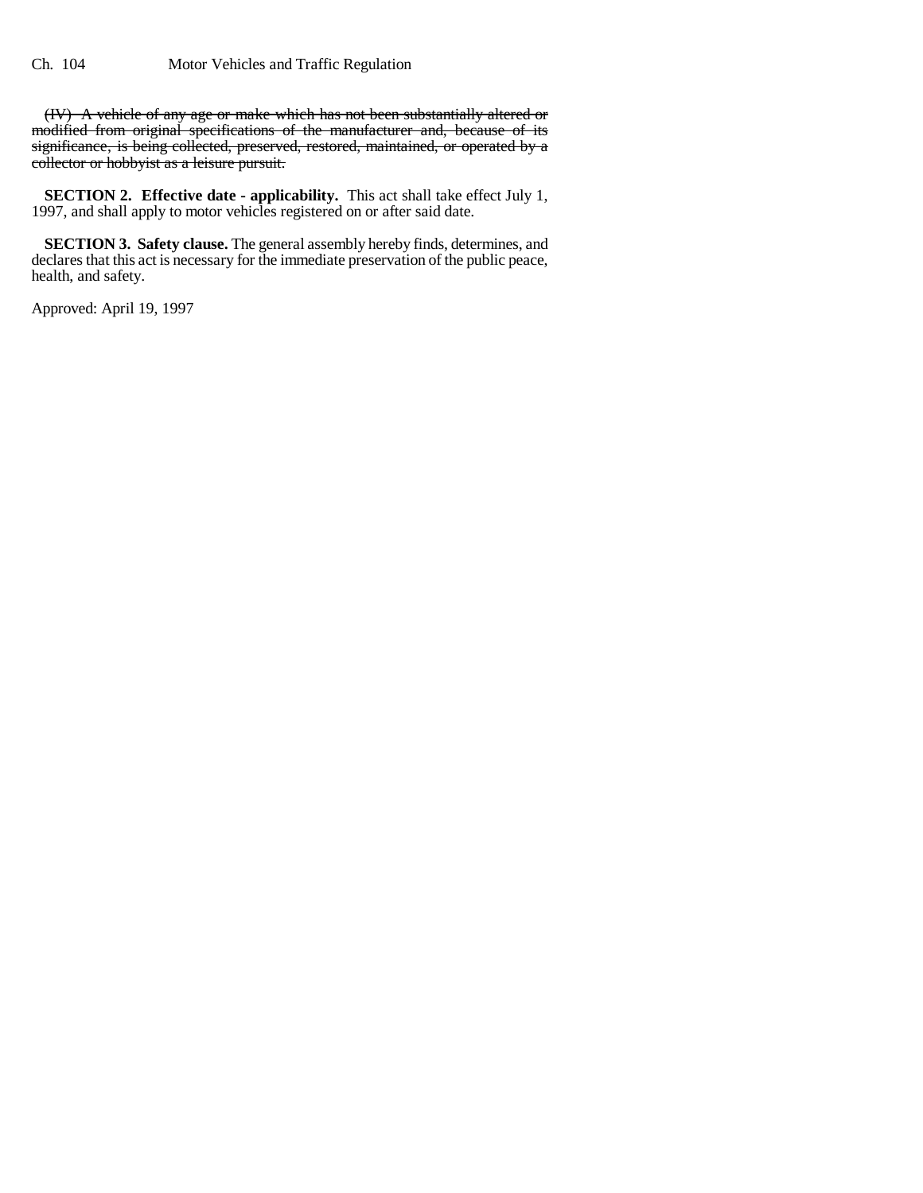~~(IV) A vehicle of any age or make which has not been substantially altered or modified from original specifications of the manufacturer and, because of its significance, is being collected, preserved, restored, maintained, or operated by a collector or hobbyist as a leisure pursuit.~~

**SECTION 2. Effective date - applicability.** This act shall take effect July 1, 1997, and shall apply to motor vehicles registered on or after said date.

**SECTION 3. Safety clause.** The general assembly hereby finds, determines, and declares that this act is necessary for the immediate preservation of the public peace, health, and safety.

Approved: April 19, 1997